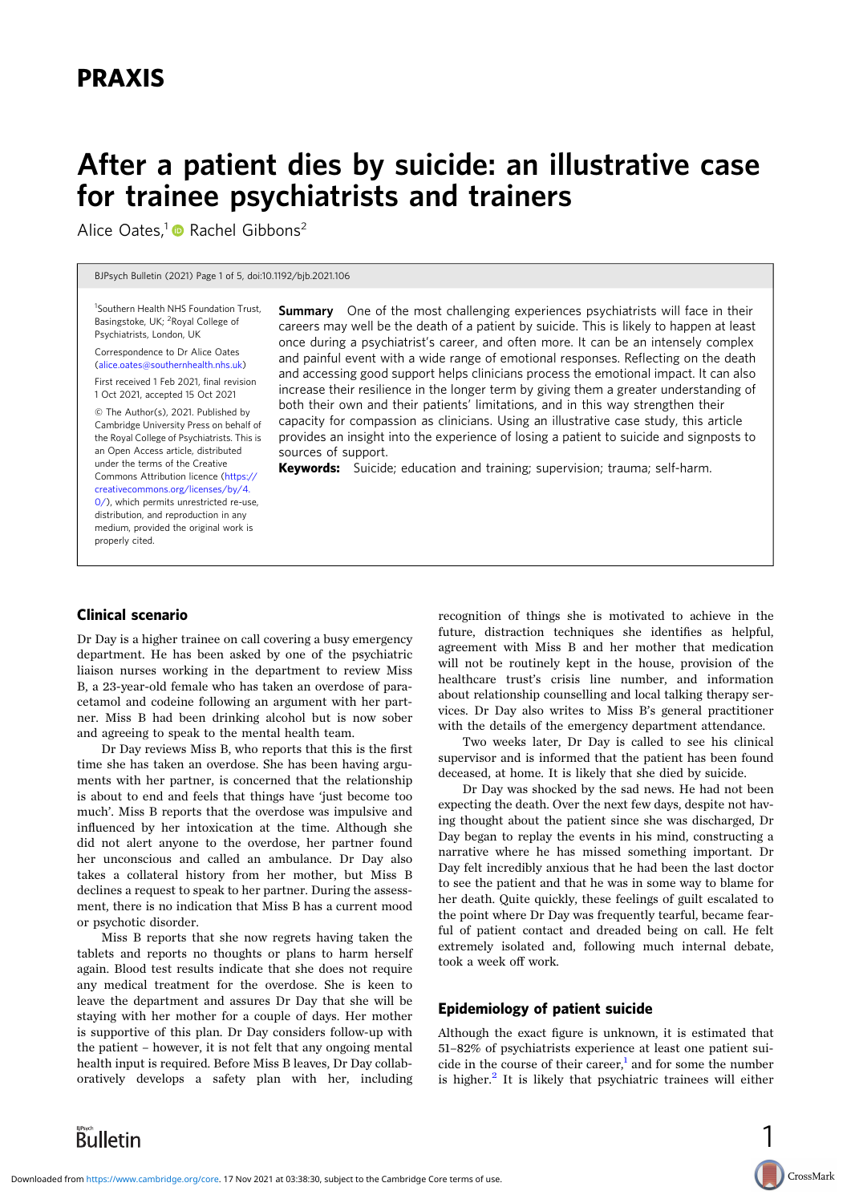# PRAXIS

# After a patient dies by suicide: an illustrative case for trainee psychiatrists and trainers

Alice Oates,[1] Rachel Gibbons[2]

[1]Southern Health NHS Foundation Trust, Basingstoke, UK; [2]Royal College of Psychiatrists, London, UK

Correspondence to Dr Alice Oates (alice.oates@southernhealth.nhs.uk)

First received 1 Feb 2021, final revision 1 Oct 2021, accepted 15 Oct 2021

© The Author(s), 2021. Published by Cambridge University Press on behalf of the Royal College of Psychiatrists. This is an Open Access article, distributed under the terms of the Creative Commons Attribution licence (https://creativecommons.org/licenses/by/4.0/), which permits unrestricted re-use, distribution, and reproduction in any medium, provided the original work is properly cited.

**Summary** One of the most challenging experiences psychiatrists will face in their careers may well be the death of a patient by suicide. This is likely to happen at least once during a psychiatrist's career, and often more. It can be an intensely complex and painful event with a wide range of emotional responses. Reflecting on the death and accessing good support helps clinicians process the emotional impact. It can also increase their resilience in the longer term by giving them a greater understanding of both their own and their patients' limitations, and in this way strengthen their capacity for compassion as clinicians. Using an illustrative case study, this article provides an insight into the experience of losing a patient to suicide and signposts to sources of support.

**Keywords:** Suicide; education and training; supervision; trauma; self-harm.

## Clinical scenario

Dr Day is a higher trainee on call covering a busy emergency department. He has been asked by one of the psychiatric liaison nurses working in the department to review Miss B, a 23-year-old female who has taken an overdose of paracetamol and codeine following an argument with her partner. Miss B had been drinking alcohol but is now sober and agreeing to speak to the mental health team.

Dr Day reviews Miss B, who reports that this is the first time she has taken an overdose. She has been having arguments with her partner, is concerned that the relationship is about to end and feels that things have 'just become too much'. Miss B reports that the overdose was impulsive and influenced by her intoxication at the time. Although she did not alert anyone to the overdose, her partner found her unconscious and called an ambulance. Dr Day also takes a collateral history from her mother, but Miss B declines a request to speak to her partner. During the assessment, there is no indication that Miss B has a current mood or psychotic disorder.

Miss B reports that she now regrets having taken the tablets and reports no thoughts or plans to harm herself again. Blood test results indicate that she does not require any medical treatment for the overdose. She is keen to leave the department and assures Dr Day that she will be staying with her mother for a couple of days. Her mother is supportive of this plan. Dr Day considers follow-up with the patient – however, it is not felt that any ongoing mental health input is required. Before Miss B leaves, Dr Day collaboratively develops a safety plan with her, including recognition of things she is motivated to achieve in the future, distraction techniques she identifies as helpful, agreement with Miss B and her mother that medication will not be routinely kept in the house, provision of the healthcare trust's crisis line number, and information about relationship counselling and local talking therapy services. Dr Day also writes to Miss B's general practitioner with the details of the emergency department attendance.

Two weeks later, Dr Day is called to see his clinical supervisor and is informed that the patient has been found deceased, at home. It is likely that she died by suicide.

Dr Day was shocked by the sad news. He had not been expecting the death. Over the next few days, despite not having thought about the patient since she was discharged, Dr Day began to replay the events in his mind, constructing a narrative where he has missed something important. Dr Day felt incredibly anxious that he had been the last doctor to see the patient and that he was in some way to blame for her death. Quite quickly, these feelings of guilt escalated to the point where Dr Day was frequently tearful, became fearful of patient contact and dreaded being on call. He felt extremely isolated and, following much internal debate, took a week off work.

## Epidemiology of patient suicide

Although the exact figure is unknown, it is estimated that 51–82% of psychiatrists experience at least one patient suicide in the course of their career,[1] and for some the number is higher.[2] It is likely that psychiatric trainees will either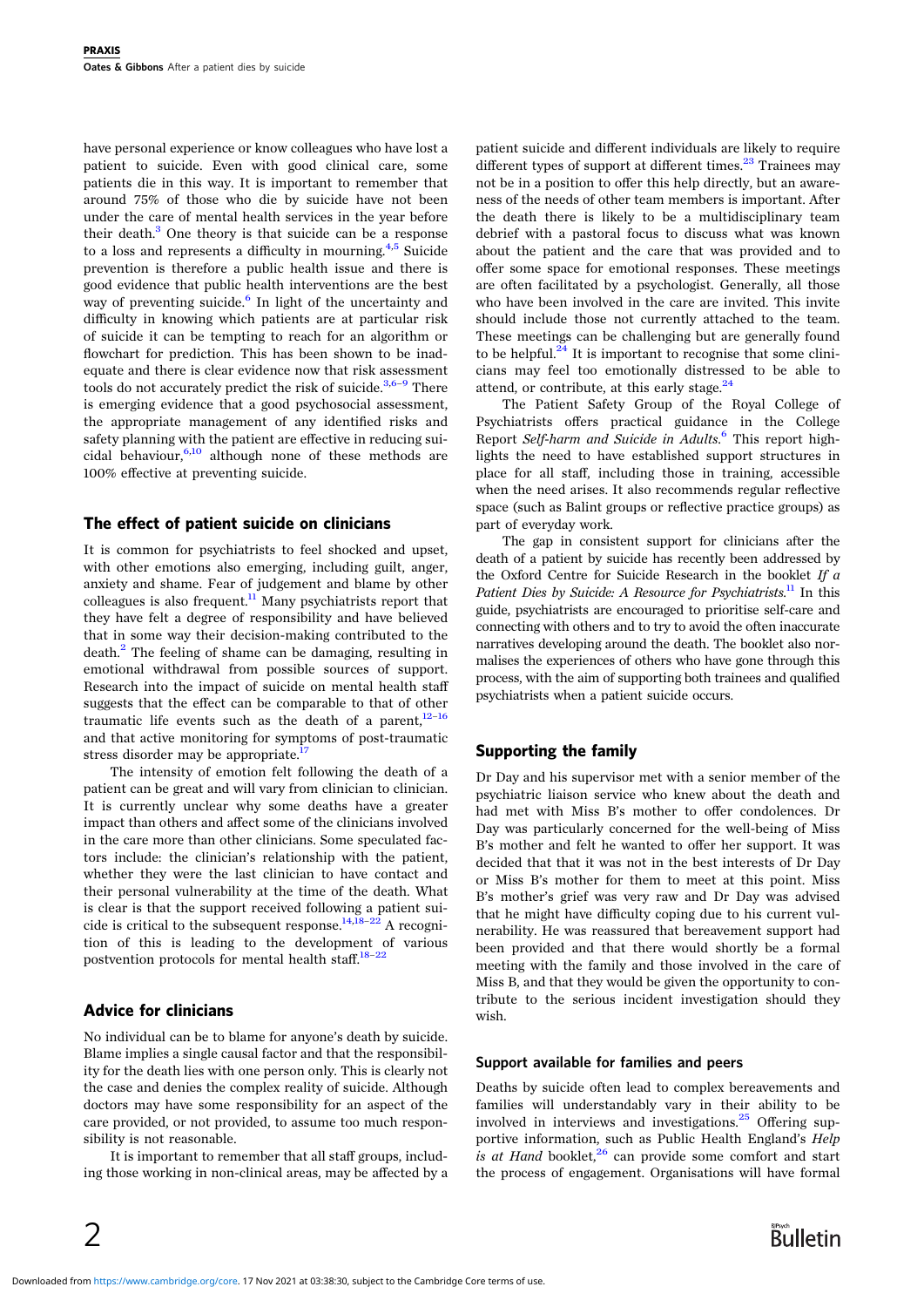have personal experience or know colleagues who have lost a patient to suicide. Even with good clinical care, some patients die in this way. It is important to remember that around 75% of those who die by suicide have not been under the care of mental health services in the year before their death.[3] One theory is that suicide can be a response to a loss and represents a difficulty in mourning.[4,5] Suicide prevention is therefore a public health issue and there is good evidence that public health interventions are the best way of preventing suicide.[6] In light of the uncertainty and difficulty in knowing which patients are at particular risk of suicide it can be tempting to reach for an algorithm or flowchart for prediction. This has been shown to be inadequate and there is clear evidence now that risk assessment tools do not accurately predict the risk of suicide.[3,6–9] There is emerging evidence that a good psychosocial assessment, the appropriate management of any identified risks and safety planning with the patient are effective in reducing suicidal behaviour,[6,10] although none of these methods are 100% effective at preventing suicide.

## The effect of patient suicide on clinicians

It is common for psychiatrists to feel shocked and upset, with other emotions also emerging, including guilt, anger, anxiety and shame. Fear of judgement and blame by other colleagues is also frequent.[11] Many psychiatrists report that they have felt a degree of responsibility and have believed that in some way their decision-making contributed to the death.[2] The feeling of shame can be damaging, resulting in emotional withdrawal from possible sources of support. Research into the impact of suicide on mental health staff suggests that the effect can be comparable to that of other traumatic life events such as the death of a parent,[12–16] and that active monitoring for symptoms of post-traumatic stress disorder may be appropriate.[17]

The intensity of emotion felt following the death of a patient can be great and will vary from clinician to clinician. It is currently unclear why some deaths have a greater impact than others and affect some of the clinicians involved in the care more than other clinicians. Some speculated factors include: the clinician's relationship with the patient, whether they were the last clinician to have contact and their personal vulnerability at the time of the death. What is clear is that the support received following a patient suicide is critical to the subsequent response.[14,18–22] A recognition of this is leading to the development of various postvention protocols for mental health staff.[18–22]

## Advice for clinicians

No individual can be to blame for anyone's death by suicide. Blame implies a single causal factor and that the responsibility for the death lies with one person only. This is clearly not the case and denies the complex reality of suicide. Although doctors may have some responsibility for an aspect of the care provided, or not provided, to assume too much responsibility is not reasonable.

It is important to remember that all staff groups, including those working in non-clinical areas, may be affected by a patient suicide and different individuals are likely to require different types of support at different times.[23] Trainees may not be in a position to offer this help directly, but an awareness of the needs of other team members is important. After the death there is likely to be a multidisciplinary team debrief with a pastoral focus to discuss what was known about the patient and the care that was provided and to offer some space for emotional responses. These meetings are often facilitated by a psychologist. Generally, all those who have been involved in the care are invited. This invite should include those not currently attached to the team. These meetings can be challenging but are generally found to be helpful.[24] It is important to recognise that some clinicians may feel too emotionally distressed to be able to attend, or contribute, at this early stage.[24]

The Patient Safety Group of the Royal College of Psychiatrists offers practical guidance in the College Report *Self-harm and Suicide in Adults*.[6] This report highlights the need to have established support structures in place for all staff, including those in training, accessible when the need arises. It also recommends regular reflective space (such as Balint groups or reflective practice groups) as part of everyday work.

The gap in consistent support for clinicians after the death of a patient by suicide has recently been addressed by the Oxford Centre for Suicide Research in the booklet *If a Patient Dies by Suicide: A Resource for Psychiatrists*.[11] In this guide, psychiatrists are encouraged to prioritise self-care and connecting with others and to try to avoid the often inaccurate narratives developing around the death. The booklet also normalises the experiences of others who have gone through this process, with the aim of supporting both trainees and qualified psychiatrists when a patient suicide occurs.

## Supporting the family

Dr Day and his supervisor met with a senior member of the psychiatric liaison service who knew about the death and had met with Miss B's mother to offer condolences. Dr Day was particularly concerned for the well-being of Miss B's mother and felt he wanted to offer her support. It was decided that that it was not in the best interests of Dr Day or Miss B's mother for them to meet at this point. Miss B's mother's grief was very raw and Dr Day was advised that he might have difficulty coping due to his current vulnerability. He was reassured that bereavement support had been provided and that there would shortly be a formal meeting with the family and those involved in the care of Miss B, and that they would be given the opportunity to contribute to the serious incident investigation should they wish.

### Support available for families and peers

Deaths by suicide often lead to complex bereavements and families will understandably vary in their ability to be involved in interviews and investigations.[25] Offering supportive information, such as Public Health England's *Help is at Hand* booklet,[26] can provide some comfort and start the process of engagement. Organisations will have formal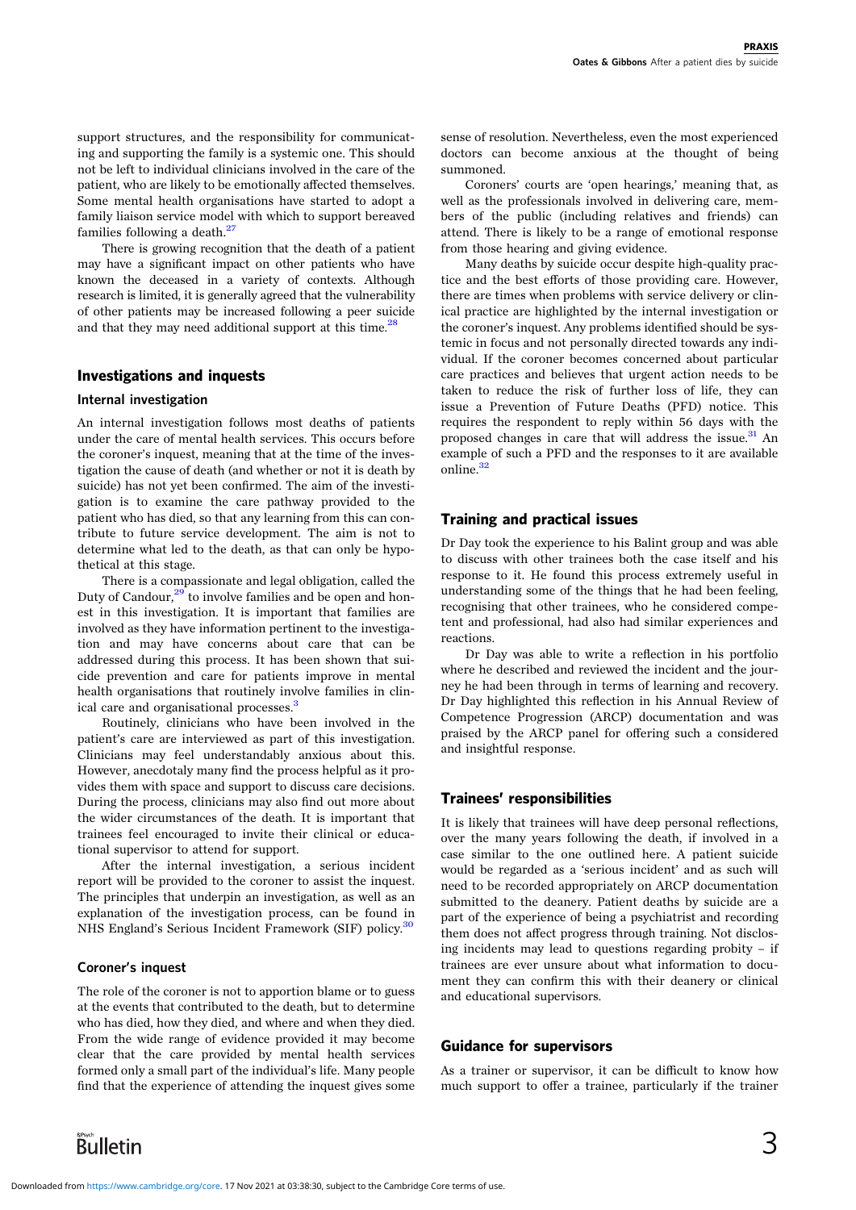support structures, and the responsibility for communicating and supporting the family is a systemic one. This should not be left to individual clinicians involved in the care of the patient, who are likely to be emotionally affected themselves. Some mental health organisations have started to adopt a family liaison service model with which to support bereaved families following a death.[27]

There is growing recognition that the death of a patient may have a significant impact on other patients who have known the deceased in a variety of contexts. Although research is limited, it is generally agreed that the vulnerability of other patients may be increased following a peer suicide and that they may need additional support at this time.[28]

## Investigations and inquests

### Internal investigation

An internal investigation follows most deaths of patients under the care of mental health services. This occurs before the coroner's inquest, meaning that at the time of the investigation the cause of death (and whether or not it is death by suicide) has not yet been confirmed. The aim of the investigation is to examine the care pathway provided to the patient who has died, so that any learning from this can contribute to future service development. The aim is not to determine what led to the death, as that can only be hypothetical at this stage.

There is a compassionate and legal obligation, called the Duty of Candour,[29] to involve families and be open and honest in this investigation. It is important that families are involved as they have information pertinent to the investigation and may have concerns about care that can be addressed during this process. It has been shown that suicide prevention and care for patients improve in mental health organisations that routinely involve families in clinical care and organisational processes.[3]

Routinely, clinicians who have been involved in the patient's care are interviewed as part of this investigation. Clinicians may feel understandably anxious about this. However, anecdotaly many find the process helpful as it provides them with space and support to discuss care decisions. During the process, clinicians may also find out more about the wider circumstances of the death. It is important that trainees feel encouraged to invite their clinical or educational supervisor to attend for support.

After the internal investigation, a serious incident report will be provided to the coroner to assist the inquest. The principles that underpin an investigation, as well as an explanation of the investigation process, can be found in NHS England's Serious Incident Framework (SIF) policy.[30]

### Coroner's inquest

The role of the coroner is not to apportion blame or to guess at the events that contributed to the death, but to determine who has died, how they died, and where and when they died. From the wide range of evidence provided it may become clear that the care provided by mental health services formed only a small part of the individual's life. Many people find that the experience of attending the inquest gives some sense of resolution. Nevertheless, even the most experienced doctors can become anxious at the thought of being summoned.

Coroners' courts are 'open hearings,' meaning that, as well as the professionals involved in delivering care, members of the public (including relatives and friends) can attend. There is likely to be a range of emotional response from those hearing and giving evidence.

Many deaths by suicide occur despite high-quality practice and the best efforts of those providing care. However, there are times when problems with service delivery or clinical practice are highlighted by the internal investigation or the coroner's inquest. Any problems identified should be systemic in focus and not personally directed towards any individual. If the coroner becomes concerned about particular care practices and believes that urgent action needs to be taken to reduce the risk of further loss of life, they can issue a Prevention of Future Deaths (PFD) notice. This requires the respondent to reply within 56 days with the proposed changes in care that will address the issue.[31] An example of such a PFD and the responses to it are available online.[32]

## Training and practical issues

Dr Day took the experience to his Balint group and was able to discuss with other trainees both the case itself and his response to it. He found this process extremely useful in understanding some of the things that he had been feeling, recognising that other trainees, who he considered competent and professional, had also had similar experiences and reactions.

Dr Day was able to write a reflection in his portfolio where he described and reviewed the incident and the journey he had been through in terms of learning and recovery. Dr Day highlighted this reflection in his Annual Review of Competence Progression (ARCP) documentation and was praised by the ARCP panel for offering such a considered and insightful response.

## Trainees' responsibilities

It is likely that trainees will have deep personal reflections, over the many years following the death, if involved in a case similar to the one outlined here. A patient suicide would be regarded as a 'serious incident' and as such will need to be recorded appropriately on ARCP documentation submitted to the deanery. Patient deaths by suicide are a part of the experience of being a psychiatrist and recording them does not affect progress through training. Not disclosing incidents may lead to questions regarding probity – if trainees are ever unsure about what information to document they can confirm this with their deanery or clinical and educational supervisors.

## Guidance for supervisors

As a trainer or supervisor, it can be difficult to know how much support to offer a trainee, particularly if the trainer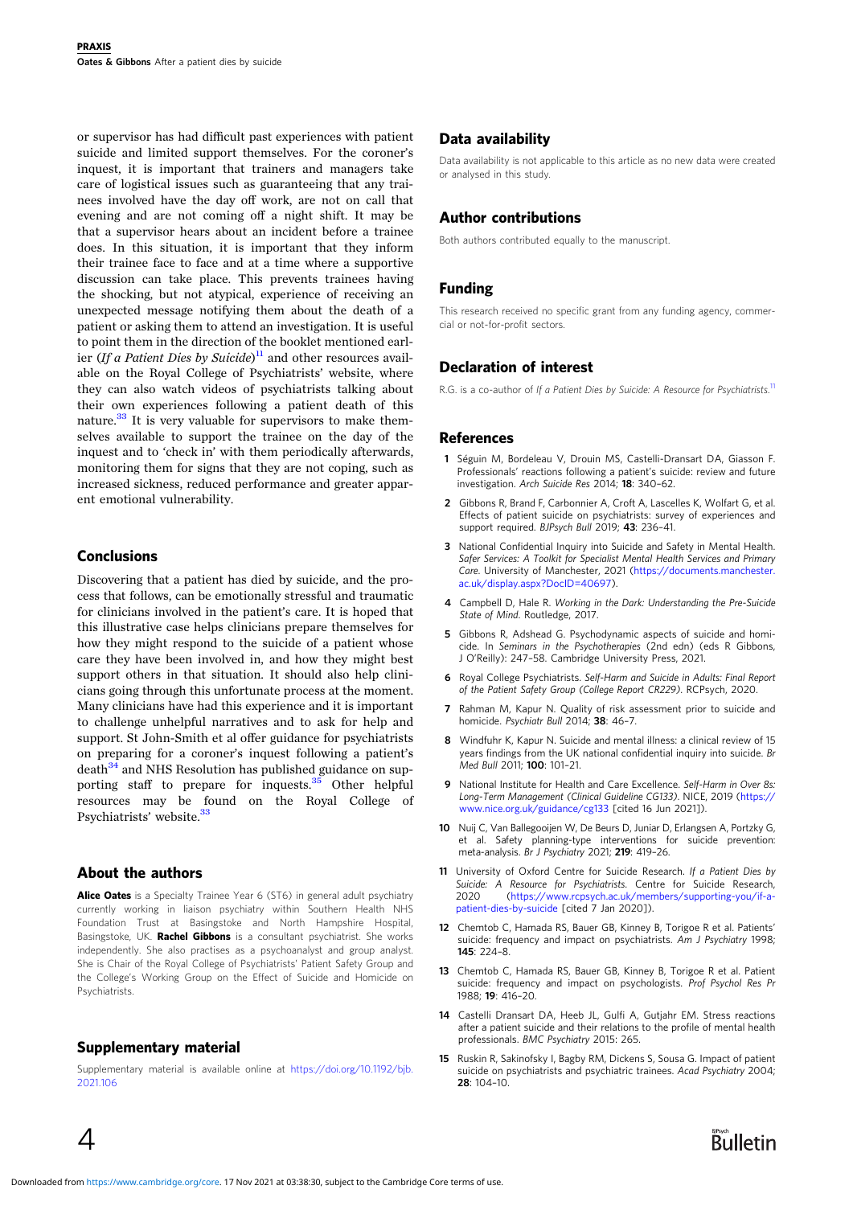or supervisor has had difficult past experiences with patient suicide and limited support themselves. For the coroner's inquest, it is important that trainers and managers take care of logistical issues such as guaranteeing that any trainees involved have the day off work, are not on call that evening and are not coming off a night shift. It may be that a supervisor hears about an incident before a trainee does. In this situation, it is important that they inform their trainee face to face and at a time where a supportive discussion can take place. This prevents trainees having the shocking, but not atypical, experience of receiving an unexpected message notifying them about the death of a patient or asking them to attend an investigation. It is useful to point them in the direction of the booklet mentioned earlier (*If a Patient Dies by Suicide*)[11] and other resources available on the Royal College of Psychiatrists' website, where they can also watch videos of psychiatrists talking about their own experiences following a patient death of this nature.[33] It is very valuable for supervisors to make themselves available to support the trainee on the day of the inquest and to 'check in' with them periodically afterwards, monitoring them for signs that they are not coping, such as increased sickness, reduced performance and greater apparent emotional vulnerability.

## Conclusions

Discovering that a patient has died by suicide, and the process that follows, can be emotionally stressful and traumatic for clinicians involved in the patient's care. It is hoped that this illustrative case helps clinicians prepare themselves for how they might respond to the suicide of a patient whose care they have been involved in, and how they might best support others in that situation. It should also help clinicians going through this unfortunate process at the moment. Many clinicians have had this experience and it is important to challenge unhelpful narratives and to ask for help and support. St John-Smith et al offer guidance for psychiatrists on preparing for a coroner's inquest following a patient's death[34] and NHS Resolution has published guidance on supporting staff to prepare for inquests.[35] Other helpful resources may be found on the Royal College of Psychiatrists' website.[33]

## About the authors

**Alice Oates** is a Specialty Trainee Year 6 (ST6) in general adult psychiatry currently working in liaison psychiatry within Southern Health NHS Foundation Trust at Basingstoke and North Hampshire Hospital, Basingstoke, UK. **Rachel Gibbons** is a consultant psychiatrist. She works independently. She also practises as a psychoanalyst and group analyst. She is Chair of the Royal College of Psychiatrists' Patient Safety Group and the College's Working Group on the Effect of Suicide and Homicide on Psychiatrists.

## Supplementary material

Supplementary material is available online at https://doi.org/10.1192/bjb.2021.106

## Data availability

Data availability is not applicable to this article as no new data were created or analysed in this study.

## Author contributions

Both authors contributed equally to the manuscript.

## Funding

This research received no specific grant from any funding agency, commercial or not-for-profit sectors.

## Declaration of interest

R.G. is a co-author of *If a Patient Dies by Suicide: A Resource for Psychiatrists*.[11]

## References

1. Séguin M, Bordeleau V, Drouin MS, Castelli-Dransart DA, Giasson F. Professionals' reactions following a patient's suicide: review and future investigation. *Arch Suicide Res* 2014; **18**: 340–62.
2. Gibbons R, Brand F, Carbonnier A, Croft A, Lascelles K, Wolfart G, et al. Effects of patient suicide on psychiatrists: survey of experiences and support required. *BJPsych Bull* 2019; **43**: 236–41.
3. National Confidential Inquiry into Suicide and Safety in Mental Health. *Safer Services: A Toolkit for Specialist Mental Health Services and Primary Care*. University of Manchester, 2021 (https://documents.manchester.ac.uk/display.aspx?DocID=40697).
4. Campbell D, Hale R. *Working in the Dark: Understanding the Pre-Suicide State of Mind*. Routledge, 2017.
5. Gibbons R, Adshead G. Psychodynamic aspects of suicide and homicide. In *Seminars in the Psychotherapies* (2nd edn) (eds R Gibbons, J O'Reilly): 247–58. Cambridge University Press, 2021.
6. Royal College Psychiatrists. *Self-Harm and Suicide in Adults: Final Report of the Patient Safety Group (College Report CR229)*. RCPsych, 2020.
7. Rahman M, Kapur N. Quality of risk assessment prior to suicide and homicide. *Psychiatr Bull* 2014; **38**: 46–7.
8. Windfuhr K, Kapur N. Suicide and mental illness: a clinical review of 15 years findings from the UK national confidential inquiry into suicide. *Br Med Bull* 2011; **100**: 101–21.
9. National Institute for Health and Care Excellence. *Self-Harm in Over 8s: Long-Term Management (Clinical Guideline CG133)*. NICE, 2019 (https://www.nice.org.uk/guidance/cg133 [cited 16 Jun 2021]).
10. Nuij C, Van Ballegooijen W, De Beurs D, Juniar D, Erlangsen A, Portzky G, et al. Safety planning-type interventions for suicide prevention: meta-analysis. *Br J Psychiatry* 2021; **219**: 419–26.
11. University of Oxford Centre for Suicide Research. *If a Patient Dies by Suicide: A Resource for Psychiatrists*. Centre for Suicide Research, 2020 (https://www.rcpsych.ac.uk/members/supporting-you/if-a-patient-dies-by-suicide [cited 7 Jan 2020]).
12. Chemtob C, Hamada RS, Bauer GB, Kinney B, Torigoe R et al. Patients' suicide: frequency and impact on psychiatrists. *Am J Psychiatry* 1998; **145**: 224–8.
13. Chemtob C, Hamada RS, Bauer GB, Kinney B, Torigoe R et al. Patient suicide: frequency and impact on psychologists. *Prof Psychol Res Pr* 1988; **19**: 416–20.
14. Castelli Dransart DA, Heeb JL, Gulfi A, Gutjahr EM. Stress reactions after a patient suicide and their relations to the profile of mental health professionals. *BMC Psychiatry* 2015: 265.
15. Ruskin R, Sakinofsky I, Bagby RM, Dickens S, Sousa G. Impact of patient suicide on psychiatrists and psychiatric trainees. *Acad Psychiatry* 2004; **28**: 104–10.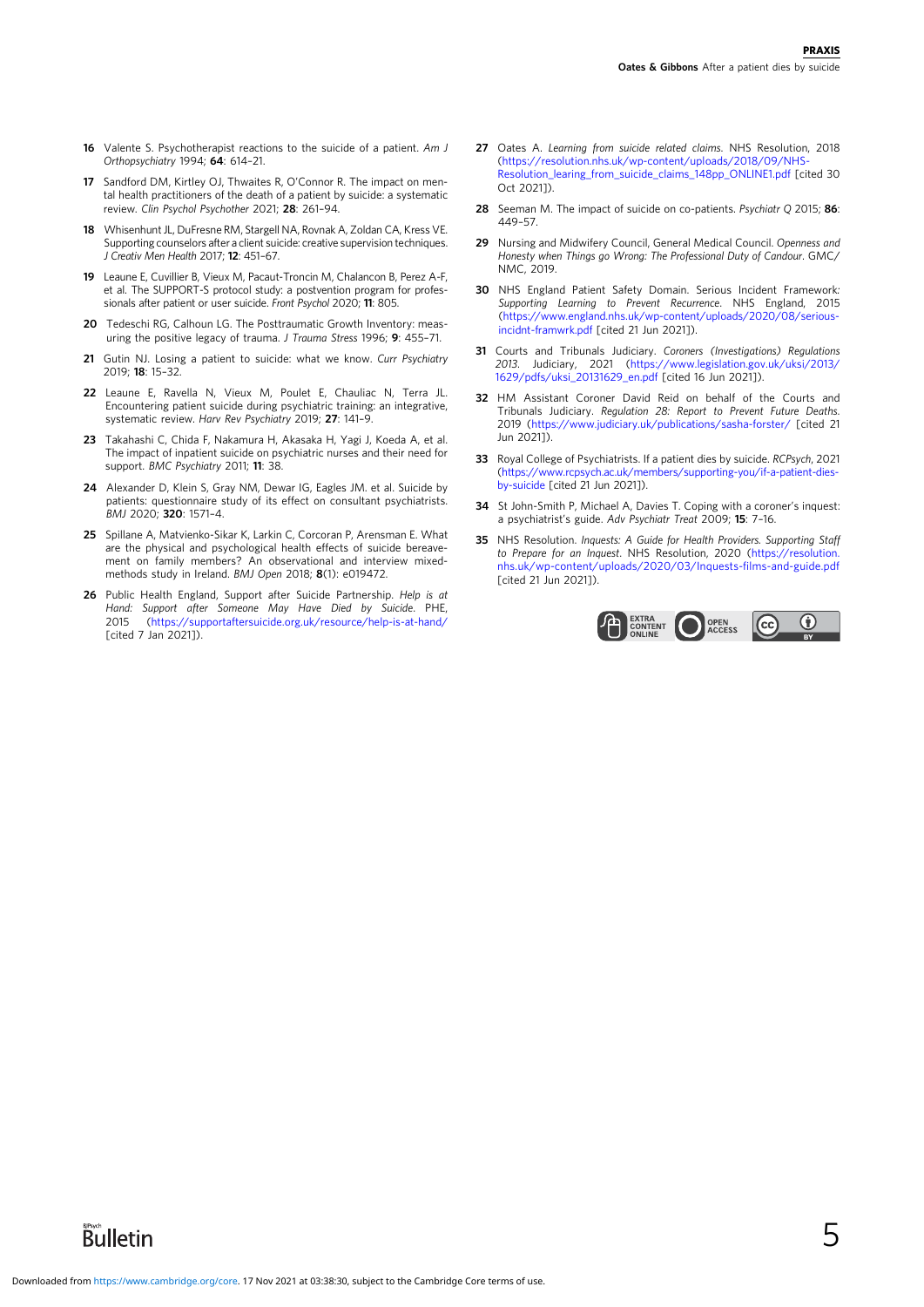16 Valente S. Psychotherapist reactions to the suicide of a patient. *Am J Orthopsychiatry* 1994; **64**: 614–21.

17 Sandford DM, Kirtley OJ, Thwaites R, O'Connor R. The impact on mental health practitioners of the death of a patient by suicide: a systematic review. *Clin Psychol Psychother* 2021; **28**: 261–94.

18 Whisenhunt JL, DuFresne RM, Stargell NA, Rovnak A, Zoldan CA, Kress VE. Supporting counselors after a client suicide: creative supervision techniques. *J Creativ Men Health* 2017; **12**: 451–67.

19 Leaune E, Cuvillier B, Vieux M, Pacaut-Troncin M, Chalancon B, Perez A-F, et al. The SUPPORT-S protocol study: a postvention program for professionals after patient or user suicide. *Front Psychol* 2020; **11**: 805.

20 Tedeschi RG, Calhoun LG. The Posttraumatic Growth Inventory: measuring the positive legacy of trauma. *J Trauma Stress* 1996; **9**: 455–71.

21 Gutin NJ. Losing a patient to suicide: what we know. *Curr Psychiatry* 2019; **18**: 15–32.

22 Leaune E, Ravella N, Vieux M, Poulet E, Chauliac N, Terra JL. Encountering patient suicide during psychiatric training: an integrative, systematic review. *Harv Rev Psychiatry* 2019; **27**: 141–9.

23 Takahashi C, Chida F, Nakamura H, Akasaka H, Yagi J, Koeda A, et al. The impact of inpatient suicide on psychiatric nurses and their need for support. *BMC Psychiatry* 2011; **11**: 38.

24 Alexander D, Klein S, Gray NM, Dewar IG, Eagles JM. et al. Suicide by patients: questionnaire study of its effect on consultant psychiatrists. *BMJ* 2020; **320**: 1571–4.

25 Spillane A, Matvienko-Sikar K, Larkin C, Corcoran P, Arensman E. What are the physical and psychological health effects of suicide bereavement on family members? An observational and interview mixed-methods study in Ireland. *BMJ Open* 2018; **8**(1): e019472.

26 Public Health England, Support after Suicide Partnership. *Help is at Hand: Support after Someone May Have Died by Suicide*. PHE, 2015 (https://supportaftersuicide.org.uk/resource/help-is-at-hand/ [cited 7 Jan 2021]).

27 Oates A. *Learning from suicide related claims*. NHS Resolution, 2018 (https://resolution.nhs.uk/wp-content/uploads/2018/09/NHS-Resolution_learing_from_suicide_claims_148pp_ONLINE1.pdf [cited 30 Oct 2021]).

28 Seeman M. The impact of suicide on co-patients. *Psychiatr Q* 2015; **86**: 449–57.

29 Nursing and Midwifery Council, General Medical Council. *Openness and Honesty when Things go Wrong: The Professional Duty of Candour*. GMC/NMC, 2019.

30 NHS England Patient Safety Domain. Serious Incident Framework: *Supporting Learning to Prevent Recurrence*. NHS England, 2015 (https://www.england.nhs.uk/wp-content/uploads/2020/08/serious-incidnt-framwrk.pdf [cited 21 Jun 2021]).

31 Courts and Tribunals Judiciary. *Coroners (Investigations) Regulations 2013*. Judiciary, 2021 (https://www.legislation.gov.uk/uksi/2013/1629/pdfs/uksi_20131629_en.pdf [cited 16 Jun 2021]).

32 HM Assistant Coroner David Reid on behalf of the Courts and Tribunals Judiciary. *Regulation 28: Report to Prevent Future Deaths*. 2019 (https://www.judiciary.uk/publications/sasha-forster/ [cited 21 Jun 2021]).

33 Royal College of Psychiatrists. If a patient dies by suicide. *RCPsych*, 2021 (https://www.rcpsych.ac.uk/members/supporting-you/if-a-patient-dies-by-suicide [cited 21 Jun 2021]).

34 St John-Smith P, Michael A, Davies T. Coping with a coroner's inquest: a psychiatrist's guide. *Adv Psychiatr Treat* 2009; **15**: 7–16.

35 NHS Resolution. *Inquests: A Guide for Health Providers. Supporting Staff to Prepare for an Inquest*. NHS Resolution, 2020 (https://resolution.nhs.uk/wp-content/uploads/2020/03/Inquests-films-and-guide.pdf [cited 21 Jun 2021]).